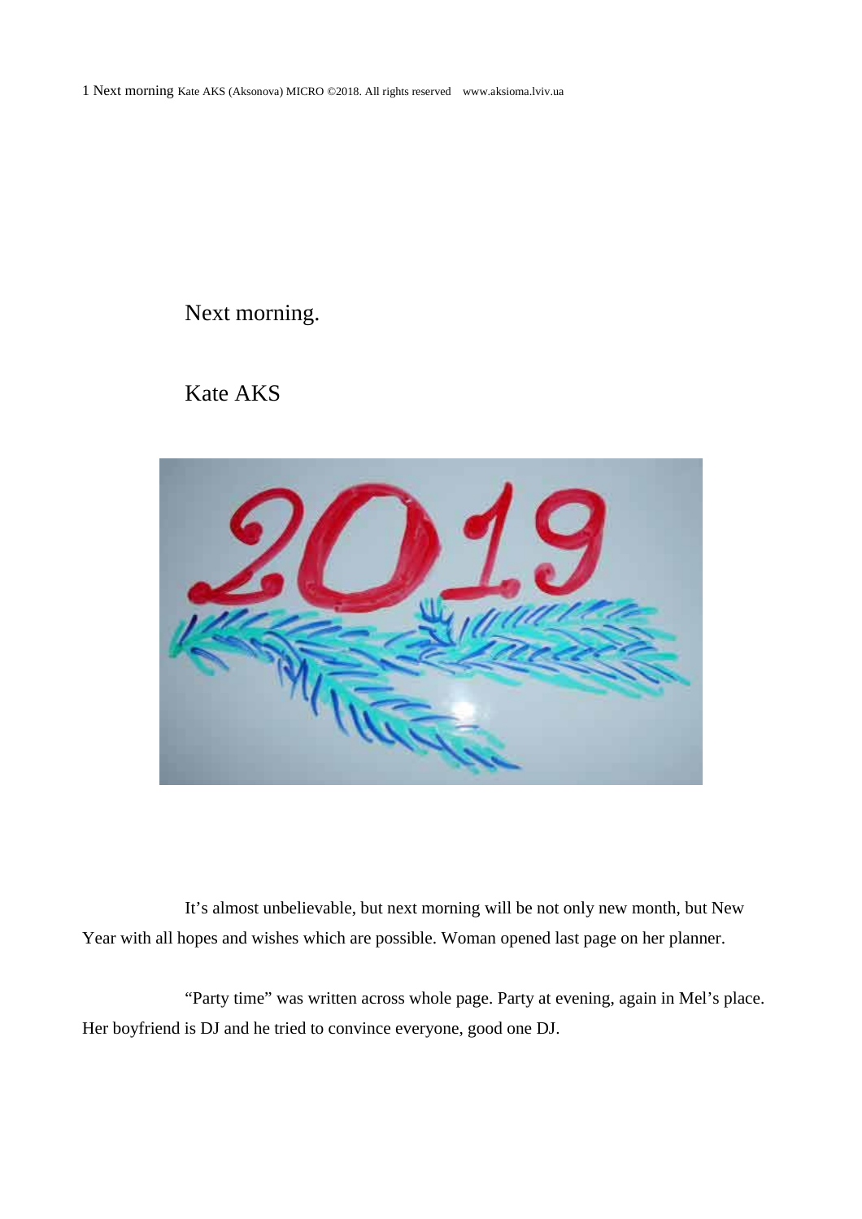# Next morning.

## Kate AKS

It’s almost unbelievable, but next morning will be not only new month, but New Year with all hopes and wishes which are possible. Woman opened last page on her planner.

“Party time” was written across whole page. Party at evening, again in Mel’s place. Her boyfriend is DJ and he tried to convince everyone, good one DJ.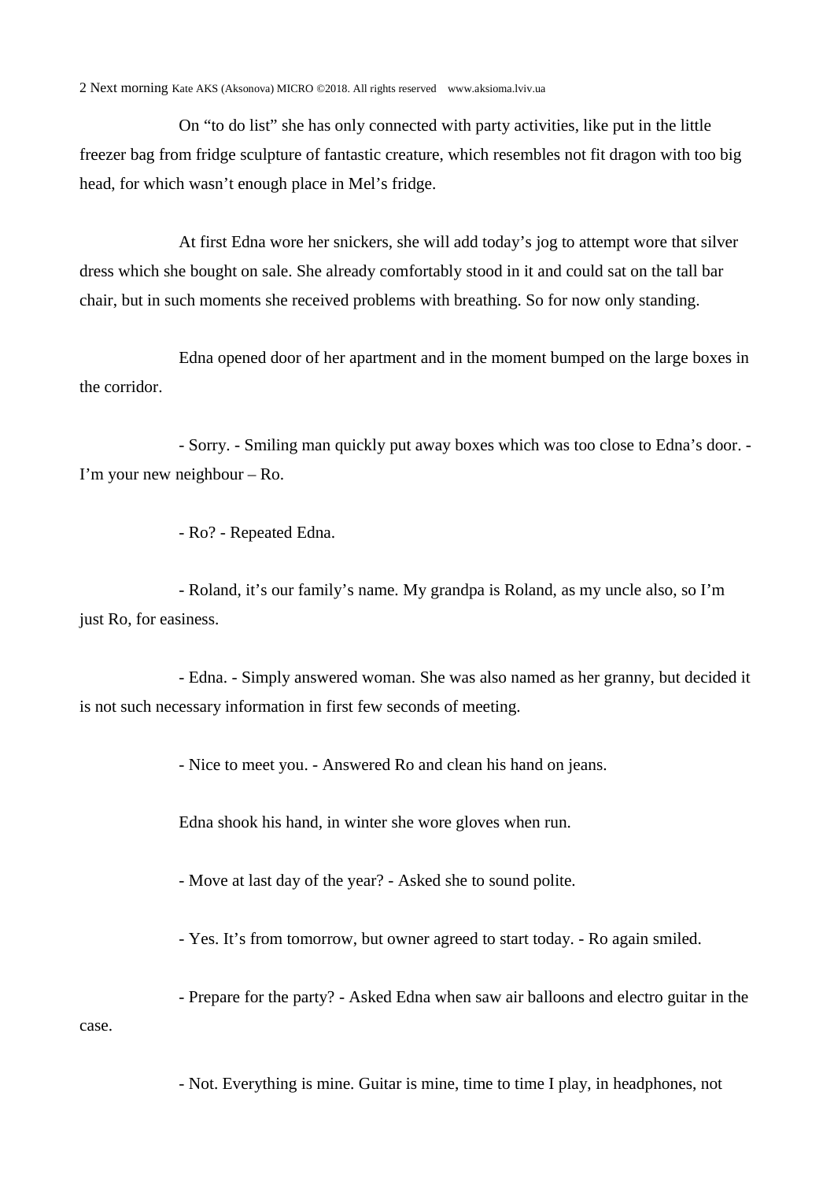On “to do list” she has only connected with party activities, like put in the little freezer bag from fridge sculpture of fantastic creature, which resembles not fit dragon with too big head, for which wasn’t enough place in Mel’s fridge.

At first Edna wore her snickers, she will add today’s jog to attempt wore that silver dress which she bought on sale. She already comfortably stood in it and could sat on the tall bar chair, but in such moments she received problems with breathing. So for now only standing.

Edna opened door of her apartment and in the moment bumped on the large boxes in the corridor.

- Sorry. - Smiling man quickly put away boxes which was too close to Edna’s door. - I’m your new neighbour – Ro.

- Ro? - Repeated Edna.

- Roland, it’s our family’s name. My grandpa is Roland, as my uncle also, so I’m just Ro, for easiness.

- Edna. - Simply answered woman. She was also named as her granny, but decided it is not such necessary information in first few seconds of meeting.

- Nice to meet you. - Answered Ro and clean his hand on jeans.

Edna shook his hand, in winter she wore gloves when run.

- Move at last day of the year? - Asked she to sound polite.

- Yes. It’s from tomorrow, but owner agreed to start today. - Ro again smiled.

- Prepare for the party? - Asked Edna when saw air balloons and electro guitar in the case.

- Not. Everything is mine. Guitar is mine, time to time I play, in headphones, not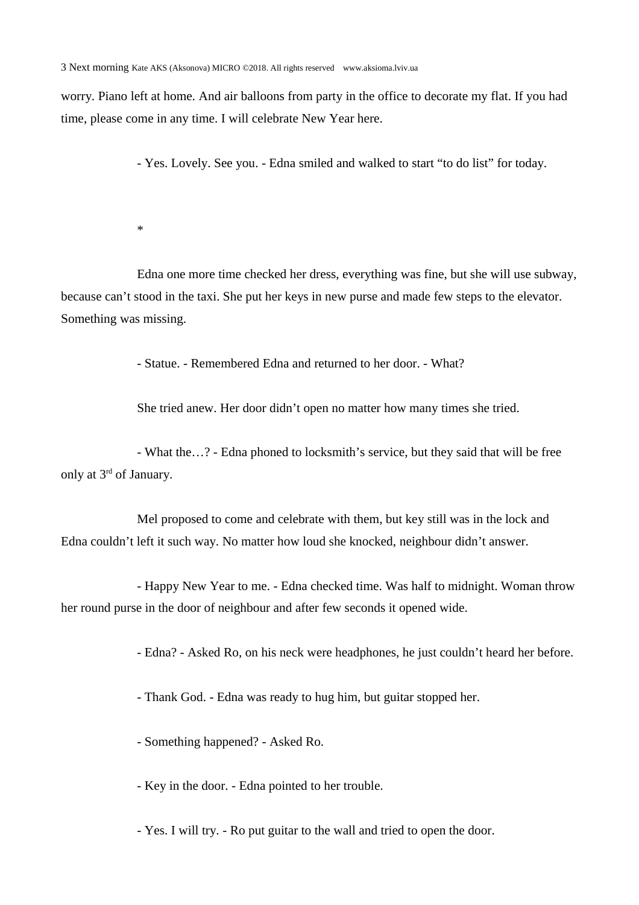worry. Piano left at home. And air balloons from party in the office to decorate my flat. If you had time, please come in any time. I will celebrate New Year here.

- Yes. Lovely. See you. - Edna smiled and walked to start "to do list" for today.

*

Edna one more time checked her dress, everything was fine, but she will use subway, because can't stood in the taxi. She put her keys in new purse and made few steps to the elevator. Something was missing.

- Statue. - Remembered Edna and returned to her door. - What?

She tried anew. Her door didn't open no matter how many times she tried.

- What the…? - Edna phoned to locksmith's service, but they said that will be free only at 3rd of January.

Mel proposed to come and celebrate with them, but key still was in the lock and Edna couldn't left it such way. No matter how loud she knocked, neighbour didn't answer.

- Happy New Year to me. - Edna checked time. Was half to midnight. Woman throw her round purse in the door of neighbour and after few seconds it opened wide.

- Edna? - Asked Ro, on his neck were headphones, he just couldn't heard her before.

- Thank God. - Edna was ready to hug him, but guitar stopped her.

- Something happened? - Asked Ro.

- Key in the door. - Edna pointed to her trouble.

- Yes. I will try. - Ro put guitar to the wall and tried to open the door.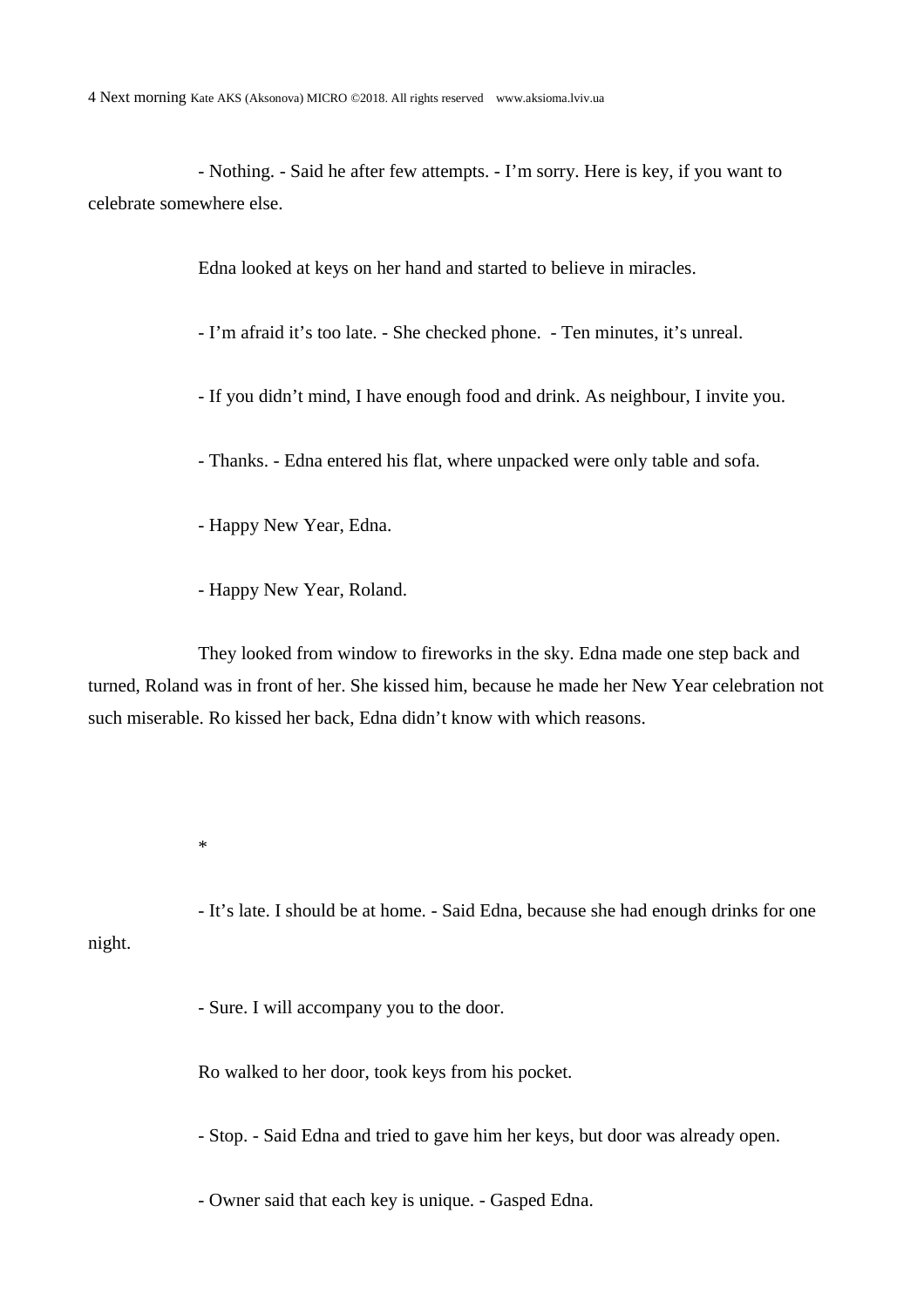- Nothing. - Said he after few attempts. - I'm sorry. Here is key, if you want to celebrate somewhere else.

Edna looked at keys on her hand and started to believe in miracles.

- I'm afraid it's too late. - She checked phone. - Ten minutes, it's unreal.

- If you didn't mind, I have enough food and drink. As neighbour, I invite you.

- Thanks. - Edna entered his flat, where unpacked were only table and sofa.

- Happy New Year, Edna.

- Happy New Year, Roland.

They looked from window to fireworks in the sky. Edna made one step back and turned, Roland was in front of her. She kissed him, because he made her New Year celebration not such miserable. Ro kissed her back, Edna didn't know with which reasons.

*

- It's late. I should be at home. - Said Edna, because she had enough drinks for one night.

- Sure. I will accompany you to the door.

Ro walked to her door, took keys from his pocket.

- Stop. - Said Edna and tried to gave him her keys, but door was already open.

- Owner said that each key is unique. - Gasped Edna.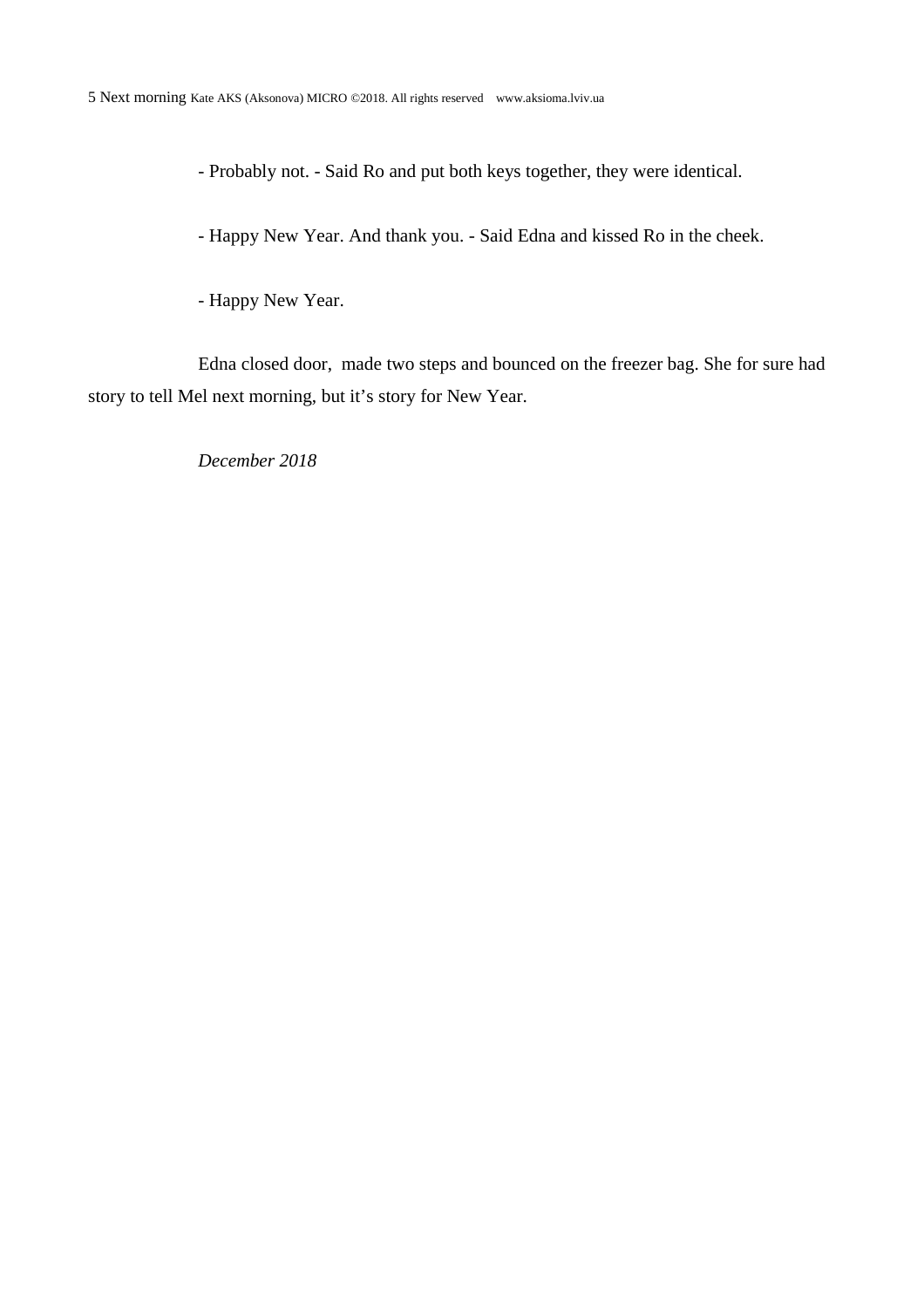- Probably not. - Said Ro and put both keys together, they were identical.

- Happy New Year. And thank you. - Said Edna and kissed Ro in the cheek.

- Happy New Year.

Edna closed door,  made two steps and bounced on the freezer bag. She for sure had story to tell Mel next morning, but it's story for New Year.

*December 2018*